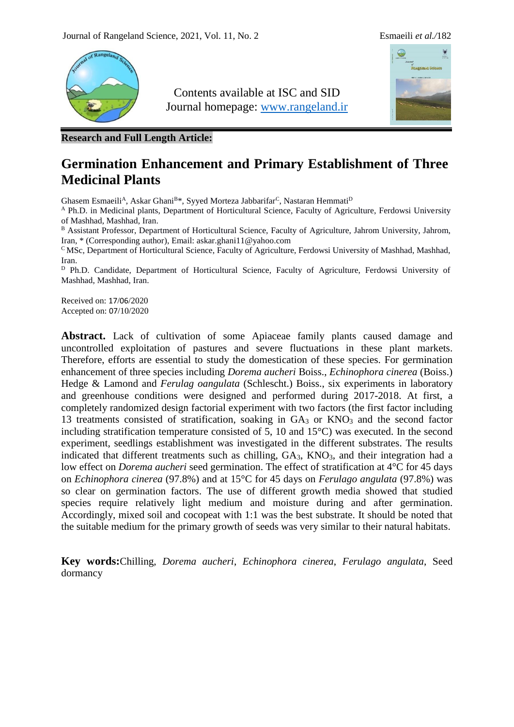Contents available at ISC and SID
Journal homepage: [www.rangeland.ir](www.rangeland.ir)

**Research and Full Length Article:**

# Germination Enhancement and Primary Establishment of Three Medicinal Plants

Ghasem Esmaeili[A], Askar Ghani[B]*, Syyed Morteza Jabbarifar[C], Nastaran Hemmati[D]

[A] Ph.D. in Medicinal plants, Department of Horticultural Science, Faculty of Agriculture, Ferdowsi University of Mashhad, Mashhad, Iran.

[B] Assistant Professor, Department of Horticultural Science, Faculty of Agriculture, Jahrom University, Jahrom, Iran, * (Corresponding author), Email: askar.ghani11@yahoo.com

[C] MSc, Department of Horticultural Science, Faculty of Agriculture, Ferdowsi University of Mashhad, Mashhad, Iran.

[D] Ph.D. Candidate, Department of Horticultural Science, Faculty of Agriculture, Ferdowsi University of Mashhad, Mashhad, Iran.

Received on: 17/06/2020
Accepted on: 07/10/2020

**Abstract.** Lack of cultivation of some Apiaceae family plants caused damage and uncontrolled exploitation of pastures and severe fluctuations in these plant markets. Therefore, efforts are essential to study the domestication of these species. For germination enhancement of three species including *Dorema aucheri* Boiss., *Echinophora cinerea* (Boiss.) Hedge & Lamond and *Ferulag oangulata* (Schlescht.) Boiss., six experiments in laboratory and greenhouse conditions were designed and performed during 2017-2018. At first, a completely randomized design factorial experiment with two factors (the first factor including 13 treatments consisted of stratification, soaking in $GA_3$ or $KNO_3$ and the second factor including stratification temperature consisted of 5, 10 and 15°C) was executed. In the second experiment, seedlings establishment was investigated in the different substrates. The results indicated that different treatments such as chilling, $GA_3$, $KNO_3$, and their integration had a low effect on *Dorema aucheri* seed germination. The effect of stratification at 4°C for 45 days on *Echinophora cinerea* (97.8%) and at 15°C for 45 days on *Ferulago angulata* (97.8%) was so clear on germination factors. The use of different growth media showed that studied species require relatively light medium and moisture during and after germination. Accordingly, mixed soil and cocopeat with 1:1 was the best substrate. It should be noted that the suitable medium for the primary growth of seeds was very similar to their natural habitats.

**Key words:** Chilling, *Dorema aucheri*, *Echinophora cinerea*, *Ferulago angulata*, Seed dormancy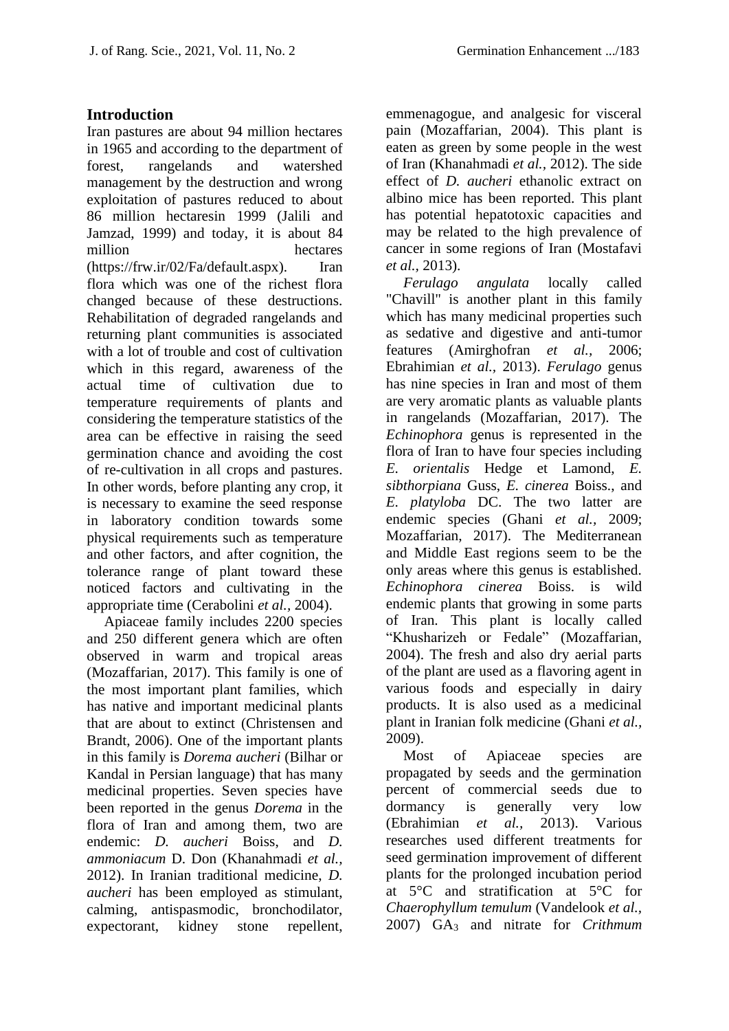## Introduction

Iran pastures are about 94 million hectares in 1965 and according to the department of forest, rangelands and watershed management by the destruction and wrong exploitation of pastures reduced to about 86 million hectaresin 1999 (Jalili and Jamzad, 1999) and today, it is about 84 million hectares (https://frw.ir/02/Fa/default.aspx). Iran flora which was one of the richest flora changed because of these destructions. Rehabilitation of degraded rangelands and returning plant communities is associated with a lot of trouble and cost of cultivation which in this regard, awareness of the actual time of cultivation due to temperature requirements of plants and considering the temperature statistics of the area can be effective in raising the seed germination chance and avoiding the cost of re-cultivation in all crops and pastures. In other words, before planting any crop, it is necessary to examine the seed response in laboratory condition towards some physical requirements such as temperature and other factors, and after cognition, the tolerance range of plant toward these noticed factors and cultivating in the appropriate time (Cerabolini *et al.*, 2004).

Apiaceae family includes 2200 species and 250 different genera which are often observed in warm and tropical areas (Mozaffarian, 2017). This family is one of the most important plant families, which has native and important medicinal plants that are about to extinct (Christensen and Brandt, 2006). One of the important plants in this family is *Dorema aucheri* (Bilhar or Kandal in Persian language) that has many medicinal properties. Seven species have been reported in the genus *Dorema* in the flora of Iran and among them, two are endemic: *D. aucheri* Boiss, and *D. ammoniacum* D. Don (Khanahmadi *et al.*, 2012). In Iranian traditional medicine, *D. aucheri* has been employed as stimulant, calming, antispasmodic, bronchodilator, expectorant, kidney stone repellent, emmenagogue, and analgesic for visceral pain (Mozaffarian, 2004). This plant is eaten as green by some people in the west of Iran (Khanahmadi *et al.*, 2012). The side effect of *D. aucheri* ethanolic extract on albino mice has been reported. This plant has potential hepatotoxic capacities and may be related to the high prevalence of cancer in some regions of Iran (Mostafavi *et al.*, 2013).

*Ferulago angulata* locally called "Chavill" is another plant in this family which has many medicinal properties such as sedative and digestive and anti-tumor features (Amirghofran *et al.*, 2006; Ebrahimian *et al.*, 2013). *Ferulago* genus has nine species in Iran and most of them are very aromatic plants as valuable plants in rangelands (Mozaffarian, 2017). The *Echinophora* genus is represented in the flora of Iran to have four species including *E. orientalis* Hedge et Lamond, *E. sibthorpiana* Guss, *E. cinerea* Boiss., and *E. platyloba* DC. The two latter are endemic species (Ghani *et al.*, 2009; Mozaffarian, 2017). The Mediterranean and Middle East regions seem to be the only areas where this genus is established. *Echinophora cinerea* Boiss. is wild endemic plants that growing in some parts of Iran. This plant is locally called "Khusharizeh or Fedale" (Mozaffarian, 2004). The fresh and also dry aerial parts of the plant are used as a flavoring agent in various foods and especially in dairy products. It is also used as a medicinal plant in Iranian folk medicine (Ghani *et al.*, 2009).

Most of Apiaceae species are propagated by seeds and the germination percent of commercial seeds due to dormancy is generally very low (Ebrahimian *et al.*, 2013). Various researches used different treatments for seed germination improvement of different plants for the prolonged incubation period at 5°C and stratification at 5°C for *Chaerophyllum temulum* (Vandelook *et al.*, 2007) $GA_3$ and nitrate for *Crithmum*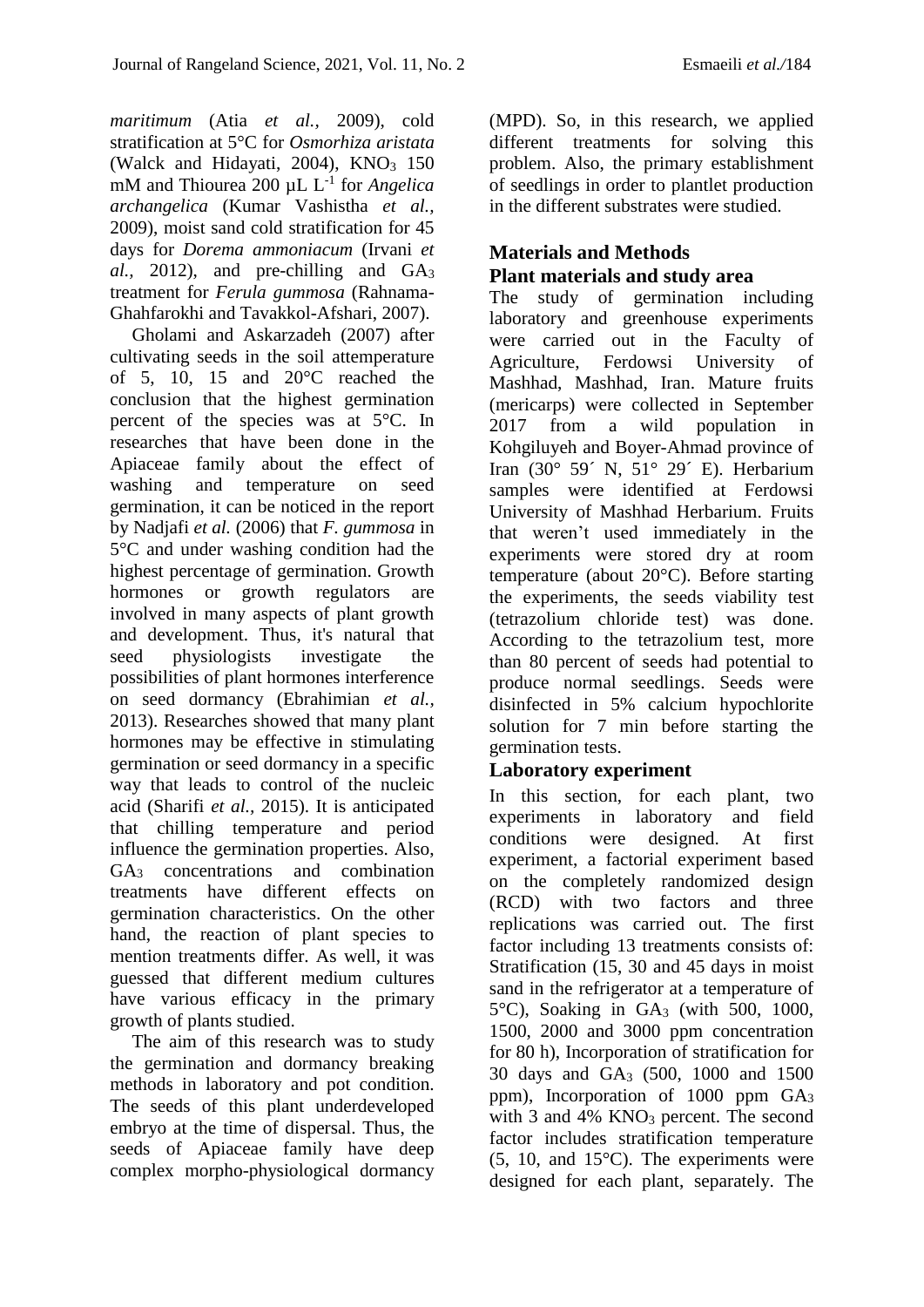*maritimum* (Atia *et al.*, 2009), cold stratification at 5°C for *Osmorhiza aristata* (Walck and Hidayati, 2004), $KNO_3$ 150 mM and Thiourea 200 µL $L^{-1}$ for *Angelica archangelica* (Kumar Vashistha *et al.*, 2009), moist sand cold stratification for 45 days for *Dorema ammoniacum* (Irvani *et al.*, 2012), and pre-chilling and $GA_3$ treatment for *Ferula gummosa* (Rahnama-Ghahfarokhi and Tavakkol-Afshari, 2007).

Gholami and Askarzadeh (2007) after cultivating seeds in the soil attemperature of 5, 10, 15 and 20°C reached the conclusion that the highest germination percent of the species was at 5°C. In researches that have been done in the Apiaceae family about the effect of washing and temperature on seed germination, it can be noticed in the report by Nadjafi *et al.* (2006) that *F. gummosa* in 5°C and under washing condition had the highest percentage of germination. Growth hormones or growth regulators are involved in many aspects of plant growth and development. Thus, it's natural that seed physiologists investigate the possibilities of plant hormones interference on seed dormancy (Ebrahimian *et al.*, 2013). Researches showed that many plant hormones may be effective in stimulating germination or seed dormancy in a specific way that leads to control of the nucleic acid (Sharifi *et al.*, 2015). It is anticipated that chilling temperature and period influence the germination properties. Also, $GA_3$ concentrations and combination treatments have different effects on germination characteristics. On the other hand, the reaction of plant species to mention treatments differ. As well, it was guessed that different medium cultures have various efficacy in the primary growth of plants studied.

The aim of this research was to study the germination and dormancy breaking methods in laboratory and pot condition. The seeds of this plant underdeveloped embryo at the time of dispersal. Thus, the seeds of Apiaceae family have deep complex morpho-physiological dormancy (MPD). So, in this research, we applied different treatments for solving this problem. Also, the primary establishment of seedlings in order to plantlet production in the different substrates were studied.

## Materials and Methods

### Plant materials and study area

The study of germination including laboratory and greenhouse experiments were carried out in the Faculty of Agriculture, Ferdowsi University of Mashhad, Mashhad, Iran. Mature fruits (mericarps) were collected in September 2017 from a wild population in Kohgiluyeh and Boyer-Ahmad province of Iran (30° 59´ N, 51° 29´ E). Herbarium samples were identified at Ferdowsi University of Mashhad Herbarium. Fruits that weren't used immediately in the experiments were stored dry at room temperature (about 20°C). Before starting the experiments, the seeds viability test (tetrazolium chloride test) was done. According to the tetrazolium test, more than 80 percent of seeds had potential to produce normal seedlings. Seeds were disinfected in 5% calcium hypochlorite solution for 7 min before starting the germination tests.

### Laboratory experiment

In this section, for each plant, two experiments in laboratory and field conditions were designed. At first experiment, a factorial experiment based on the completely randomized design (RCD) with two factors and three replications was carried out. The first factor including 13 treatments consists of: Stratification (15, 30 and 45 days in moist sand in the refrigerator at a temperature of 5°C), Soaking in $GA_3$ (with 500, 1000, 1500, 2000 and 3000 ppm concentration for 80 h), Incorporation of stratification for 30 days and $GA_3$ (500, 1000 and 1500 ppm), Incorporation of 1000 ppm $GA_3$ with 3 and 4% $KNO_3$ percent. The second factor includes stratification temperature (5, 10, and 15°C). The experiments were designed for each plant, separately. The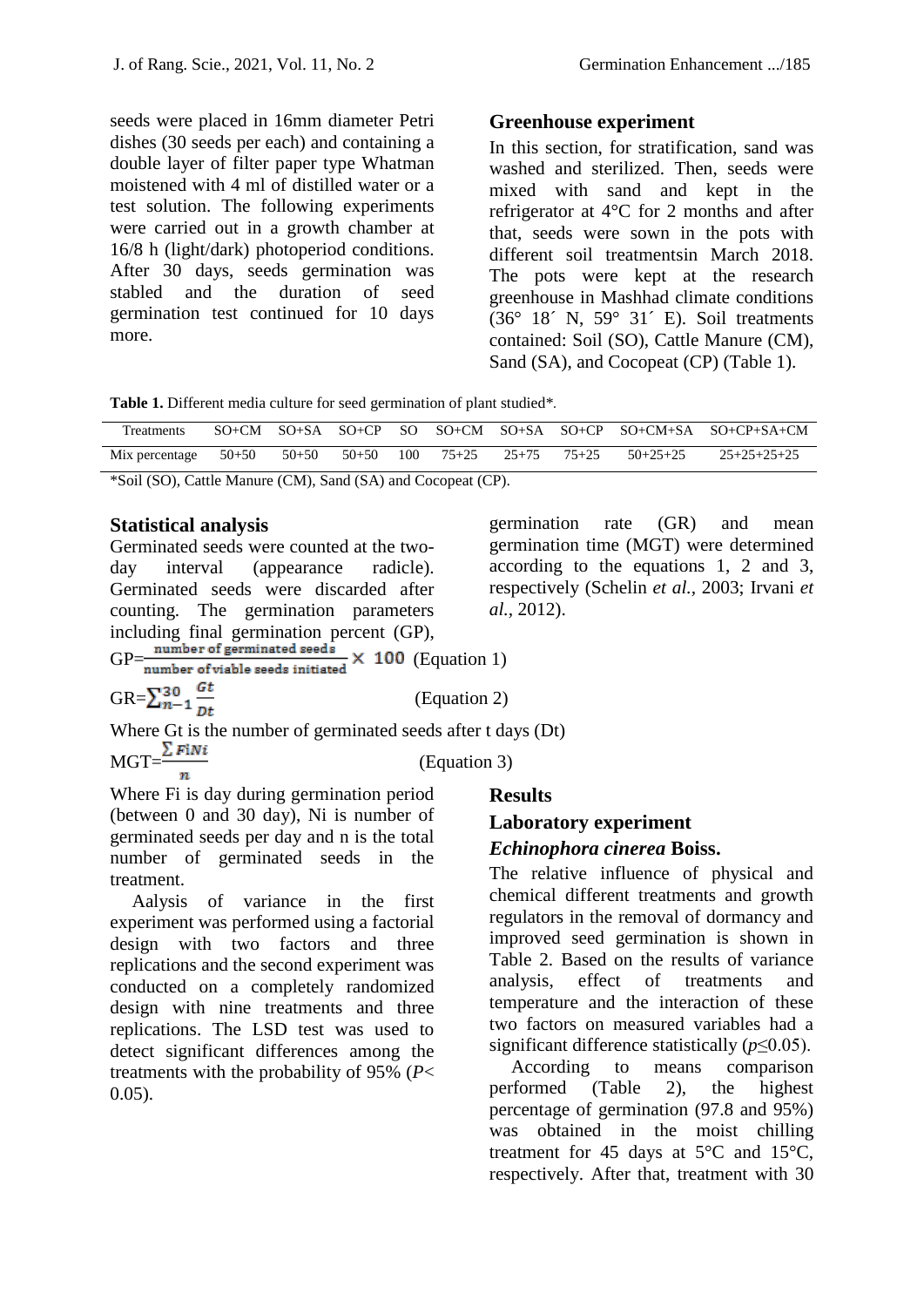seeds were placed in 16mm diameter Petri dishes (30 seeds per each) and containing a double layer of filter paper type Whatman moistened with 4 ml of distilled water or a test solution. The following experiments were carried out in a growth chamber at 16/8 h (light/dark) photoperiod conditions. After 30 days, seeds germination was stabled and the duration of seed germination test continued for 10 days more.

## Greenhouse experiment

In this section, for stratification, sand was washed and sterilized. Then, seeds were mixed with sand and kept in the refrigerator at 4°C for 2 months and after that, seeds were sown in the pots with different soil treatmentsin March 2018. The pots were kept at the research greenhouse in Mashhad climate conditions (36° 18´ N, 59° 31´ E). Soil treatments contained: Soil (SO), Cattle Manure (CM), Sand (SA), and Cocopeat (CP) (Table 1).

**Table 1.** Different media culture for seed germination of plant studied*.

| Treatments | SO+CM | SO+SA | SO+CP | SO | SO+CM | SO+SA | SO+CP | SO+CM+SA | SO+CP+SA+CM |
|---|---|---|---|---|---|---|---|---|---|
| Mix percentage | 50+50 | 50+50 | 50+50 | 100 | 75+25 | 25+75 | 75+25 | 50+25+25 | 25+25+25+25 |

*Soil (SO), Cattle Manure (CM), Sand (SA) and Cocopeat (CP).

## Statistical analysis

Germinated seeds were counted at the two-day interval (appearance radicle). Germinated seeds were discarded after counting. The germination parameters including final germination percent (GP), germination rate (GR) and mean germination time (MGT) were determined according to the equations 1, 2 and 3, respectively (Schelin *et al.*, 2003; Irvani *et al.*, 2012).

$$GP=\frac{\text{number of germinated seeds}}{\text{number of viable seeds initiated}} \times 100 \quad \text{(Equation 1)}$$

$$GR=\sum_{n-1}^{30} \frac{Gt}{Dt} \quad \text{(Equation 2)}$$

Where Gt is the number of germinated seeds after t days (Dt)

$$MGT=\frac{\sum FiNi}{n} \quad \text{(Equation 3)}$$

Where Fi is day during germination period (between 0 and 30 day), Ni is number of germinated seeds per day and n is the total number of germinated seeds in the treatment.

Aalysis of variance in the first experiment was performed using a factorial design with two factors and three replications and the second experiment was conducted on a completely randomized design with nine treatments and three replications. The LSD test was used to detect significant differences among the treatments with the probability of 95% ($P< 0.05$).

## Results

### Laboratory experiment

### *Echinophora cinerea* Boiss.

The relative influence of physical and chemical different treatments and growth regulators in the removal of dormancy and improved seed germination is shown in Table 2. Based on the results of variance analysis, effect of treatments and temperature and the interaction of these two factors on measured variables had a significant difference statistically ($p\leq0.05$).

According to means comparison performed (Table 2), the highest percentage of germination (97.8 and 95%) was obtained in the moist chilling treatment for 45 days at 5°C and 15°C, respectively. After that, treatment with 30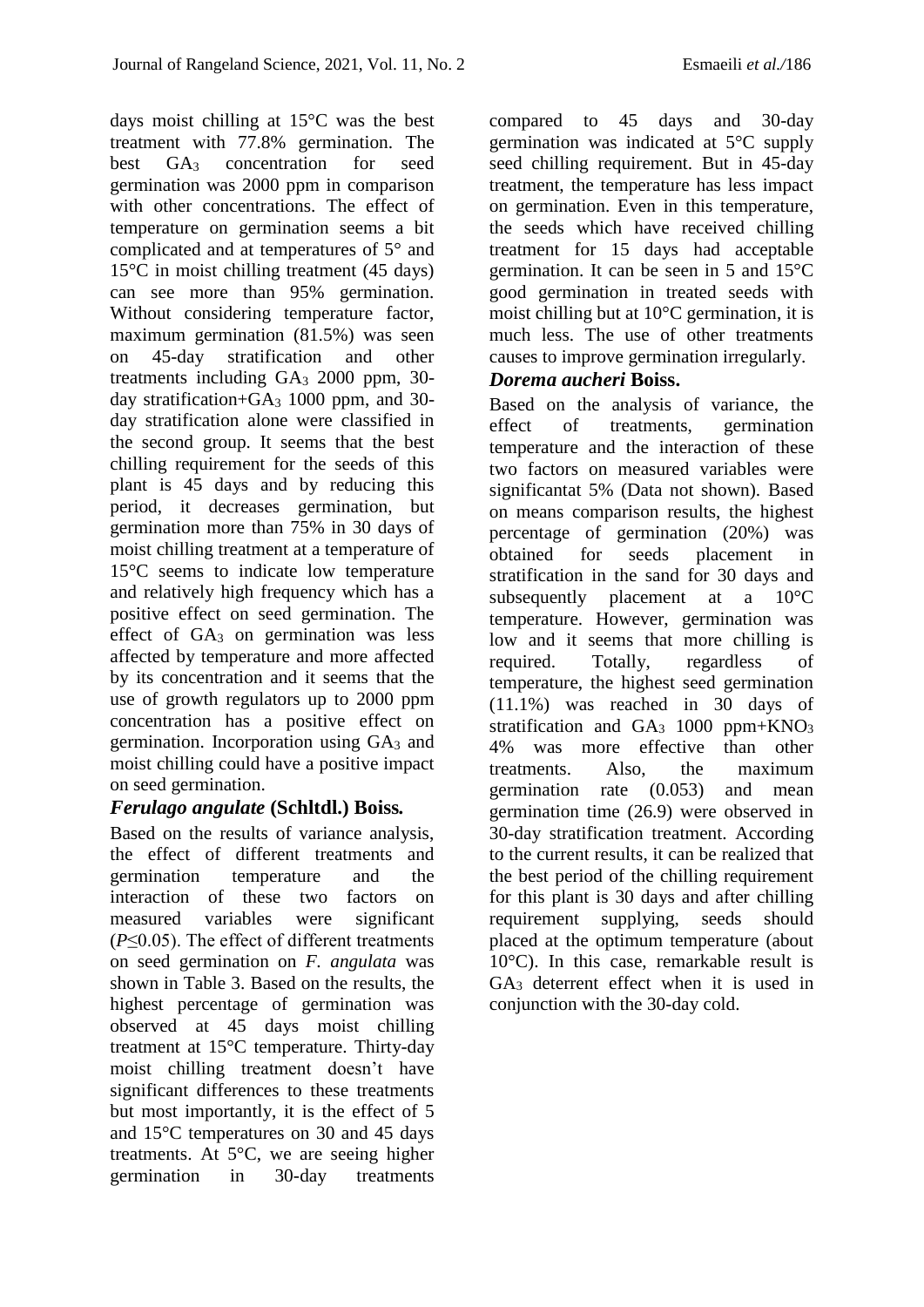days moist chilling at 15°C was the best treatment with 77.8% germination. The best $GA_3$ concentration for seed germination was 2000 ppm in comparison with other concentrations. The effect of temperature on germination seems a bit complicated and at temperatures of 5° and 15°C in moist chilling treatment (45 days) can see more than 95% germination. Without considering temperature factor, maximum germination (81.5%) was seen on 45-day stratification and other treatments including $GA_3$ 2000 ppm, 30-day stratification+$GA_3$ 1000 ppm, and 30-day stratification alone were classified in the second group. It seems that the best chilling requirement for the seeds of this plant is 45 days and by reducing this period, it decreases germination, but germination more than 75% in 30 days of moist chilling treatment at a temperature of 15°C seems to indicate low temperature and relatively high frequency which has a positive effect on seed germination. The effect of $GA_3$ on germination was less affected by temperature and more affected by its concentration and it seems that the use of growth regulators up to 2000 ppm concentration has a positive effect on germination. Incorporation using $GA_3$ and moist chilling could have a positive impact on seed germination.

### *Ferulago angulate* (Schltdl.) Boiss.

Based on the results of variance analysis, the effect of different treatments and germination temperature and the interaction of these two factors on measured variables were significant ($P \leq 0.05$). The effect of different treatments on seed germination on *F. angulata* was shown in Table 3. Based on the results, the highest percentage of germination was observed at 45 days moist chilling treatment at 15°C temperature. Thirty-day moist chilling treatment doesn't have significant differences to these treatments but most importantly, it is the effect of 5 and 15°C temperatures on 30 and 45 days treatments. At 5°C, we are seeing higher germination in 30-day treatments compared to 45 days and 30-day germination was indicated at 5°C supply seed chilling requirement. But in 45-day treatment, the temperature has less impact on germination. Even in this temperature, the seeds which have received chilling treatment for 15 days had acceptable germination. It can be seen in 5 and 15°C good germination in treated seeds with moist chilling but at 10°C germination, it is much less. The use of other treatments causes to improve germination irregularly.

### *Dorema aucheri* Boiss.

Based on the analysis of variance, the effect of treatments, germination temperature and the interaction of these two factors on measured variables were significantat 5% (Data not shown). Based on means comparison results, the highest percentage of germination (20%) was obtained for seeds placement in stratification in the sand for 30 days and subsequently placement at a 10°C temperature. However, germination was low and it seems that more chilling is required. Totally, regardless of temperature, the highest seed germination (11.1%) was reached in 30 days of stratification and $GA_3$ 1000 ppm+$KNO_3$ 4% was more effective than other treatments. Also, the maximum germination rate (0.053) and mean germination time (26.9) were observed in 30-day stratification treatment. According to the current results, it can be realized that the best period of the chilling requirement for this plant is 30 days and after chilling requirement supplying, seeds should placed at the optimum temperature (about 10°C). In this case, remarkable result is $GA_3$ deterrent effect when it is used in conjunction with the 30-day cold.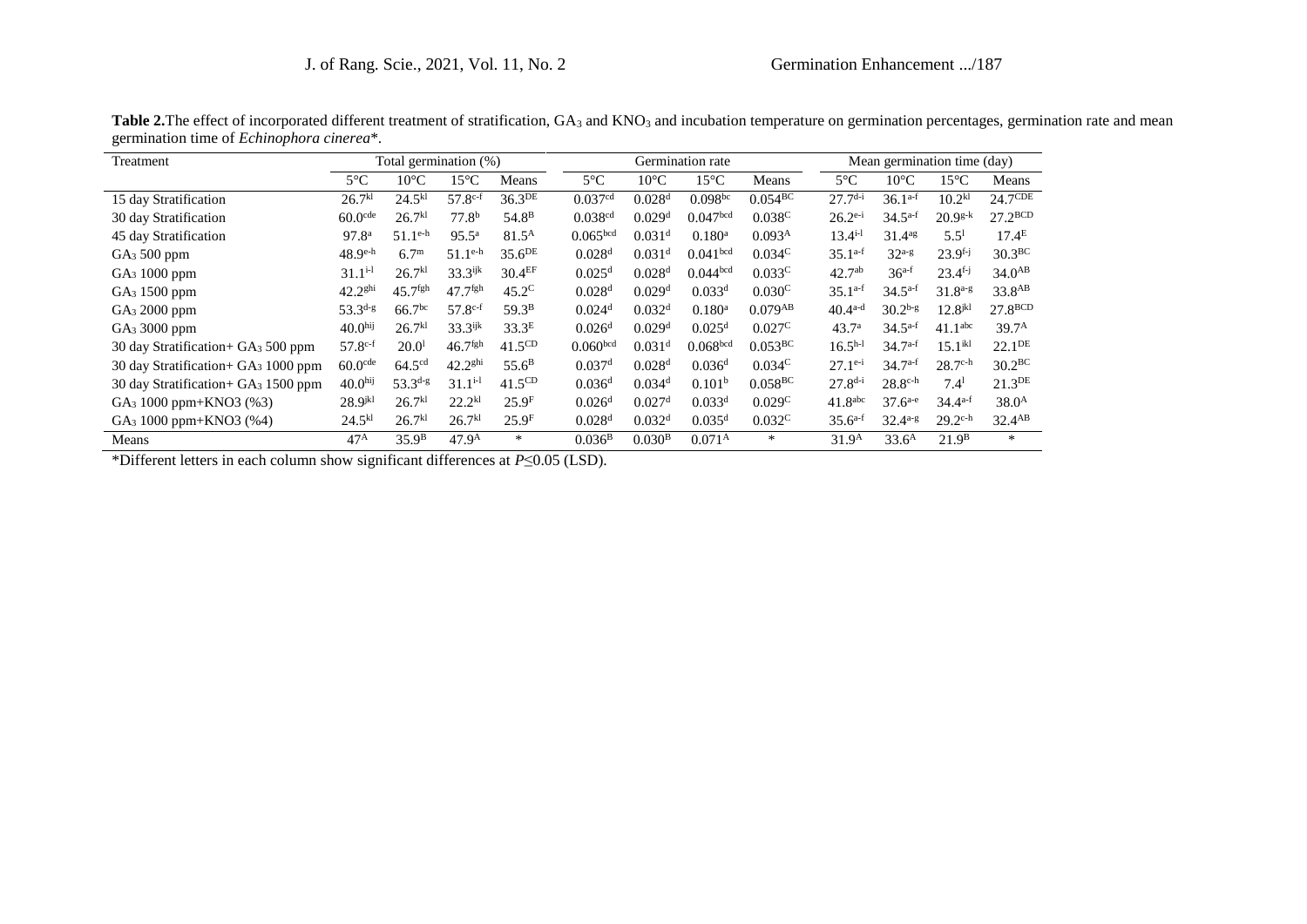**Table 2.** The effect of incorporated different treatment of stratification, $GA_3$ and $KNO_3$ and incubation temperature on germination percentages, germination rate and mean germination time of *Echinophora cinerea*\*.

| Treatment | Total germination (%) | | | | Germination rate | | | | Mean germination time (day) | | | |
|---|---|---|---|---|---|---|---|---|---|---|---|---|
| | 5°C | 10°C | 15°C | Means | 5°C | 10°C | 15°C | Means | 5°C | 10°C | 15°C | Means |
| 15 day Stratification | $26.7^{kl}$ | $24.5^{kl}$ | $57.8^{c\text{-}f}$ | $36.3^{DE}$ | $0.037^{cd}$ | $0.028^{d}$ | $0.098^{bc}$ | $0.054^{BC}$ | $27.7^{d\text{-}i}$ | $36.1^{a\text{-}f}$ | $10.2^{kl}$ | $24.7^{CDE}$ |
| 30 day Stratification | $60.0^{cde}$ | $26.7^{kl}$ | $77.8^{b}$ | $54.8^{B}$ | $0.038^{cd}$ | $0.029^{d}$ | $0.047^{bcd}$ | $0.038^{C}$ | $26.2^{e\text{-}i}$ | $34.5^{a\text{-}f}$ | $20.9^{g\text{-}k}$ | $27.2^{BCD}$ |
| 45 day Stratification | $97.8^{a}$ | $51.1^{e\text{-}h}$ | $95.5^{a}$ | $81.5^{A}$ | $0.065^{bcd}$ | $0.031^{d}$ | $0.180^{a}$ | $0.093^{A}$ | $13.4^{i\text{-}l}$ | $31.4^{ag}$ | $5.5^{l}$ | $17.4^{E}$ |
| $GA_3$ 500 ppm | $48.9^{e\text{-}h}$ | $6.7^{m}$ | $51.1^{e\text{-}h}$ | $35.6^{DE}$ | $0.028^{d}$ | $0.031^{d}$ | $0.041^{bcd}$ | $0.034^{C}$ | $35.1^{a\text{-}f}$ | $32^{a\text{-}g}$ | $23.9^{f\text{-}j}$ | $30.3^{BC}$ |
| $GA_3$ 1000 ppm | $31.1^{i\text{-}l}$ | $26.7^{kl}$ | $33.3^{ijk}$ | $30.4^{EF}$ | $0.025^{d}$ | $0.028^{d}$ | $0.044^{bcd}$ | $0.033^{C}$ | $42.7^{ab}$ | $36^{a\text{-}f}$ | $23.4^{f\text{-}j}$ | $34.0^{AB}$ |
| $GA_3$ 1500 ppm | $42.2^{ghi}$ | $45.7^{fgh}$ | $47.7^{fgh}$ | $45.2^{C}$ | $0.028^{d}$ | $0.029^{d}$ | $0.033^{d}$ | $0.030^{C}$ | $35.1^{a\text{-}f}$ | $34.5^{a\text{-}f}$ | $31.8^{a\text{-}g}$ | $33.8^{AB}$ |
| $GA_3$ 2000 ppm | $53.3^{d\text{-}g}$ | $66.7^{bc}$ | $57.8^{c\text{-}f}$ | $59.3^{B}$ | $0.024^{d}$ | $0.032^{d}$ | $0.180^{a}$ | $0.079^{AB}$ | $40.4^{a\text{-}d}$ | $30.2^{b\text{-}g}$ | $12.8^{jkl}$ | $27.8^{BCD}$ |
| $GA_3$ 3000 ppm | $40.0^{hij}$ | $26.7^{kl}$ | $33.3^{ijk}$ | $33.3^{E}$ | $0.026^{d}$ | $0.029^{d}$ | $0.025^{d}$ | $0.027^{C}$ | $43.7^{a}$ | $34.5^{a\text{-}f}$ | $41.1^{abc}$ | $39.7^{A}$ |
| 30 day Stratification+ $GA_3$ 500 ppm | $57.8^{c\text{-}f}$ | $20.0^{l}$ | $46.7^{fgh}$ | $41.5^{CD}$ | $0.060^{bcd}$ | $0.031^{d}$ | $0.068^{bcd}$ | $0.053^{BC}$ | $16.5^{h\text{-}l}$ | $34.7^{a\text{-}f}$ | $15.1^{ikl}$ | $22.1^{DE}$ |
| 30 day Stratification+ $GA_3$ 1000 ppm | $60.0^{cde}$ | $64.5^{cd}$ | $42.2^{ghi}$ | $55.6^{B}$ | $0.037^{d}$ | $0.028^{d}$ | $0.036^{d}$ | $0.034^{C}$ | $27.1^{e\text{-}i}$ | $34.7^{a\text{-}f}$ | $28.7^{c\text{-}h}$ | $30.2^{BC}$ |
| 30 day Stratification+ $GA_3$ 1500 ppm | $40.0^{hij}$ | $53.3^{d\text{-}g}$ | $31.1^{i\text{-}l}$ | $41.5^{CD}$ | $0.036^{d}$ | $0.034^{d}$ | $0.101^{b}$ | $0.058^{BC}$ | $27.8^{d\text{-}i}$ | $28.8^{c\text{-}h}$ | $7.4^{l}$ | $21.3^{DE}$ |
| $GA_3$ 1000 ppm+KNO3 (%3) | $28.9^{jkl}$ | $26.7^{kl}$ | $22.2^{kl}$ | $25.9^{F}$ | $0.026^{d}$ | $0.027^{d}$ | $0.033^{d}$ | $0.029^{C}$ | $41.8^{abc}$ | $37.6^{a\text{-}e}$ | $34.4^{a\text{-}f}$ | $38.0^{A}$ |
| $GA_3$ 1000 ppm+KNO3 (%4) | $24.5^{kl}$ | $26.7^{kl}$ | $26.7^{kl}$ | $25.9^{F}$ | $0.028^{d}$ | $0.032^{d}$ | $0.035^{d}$ | $0.032^{C}$ | $35.6^{a\text{-}f}$ | $32.4^{a\text{-}g}$ | $29.2^{c\text{-}h}$ | $32.4^{AB}$ |
| Means | $47^{A}$ | $35.9^{B}$ | $47.9^{A}$ | * | $0.036^{B}$ | $0.030^{B}$ | $0.071^{A}$ | * | $31.9^{A}$ | $33.6^{A}$ | $21.9^{B}$ | * |

\*Different letters in each column show significant differences at $P \leq 0.05$ (LSD).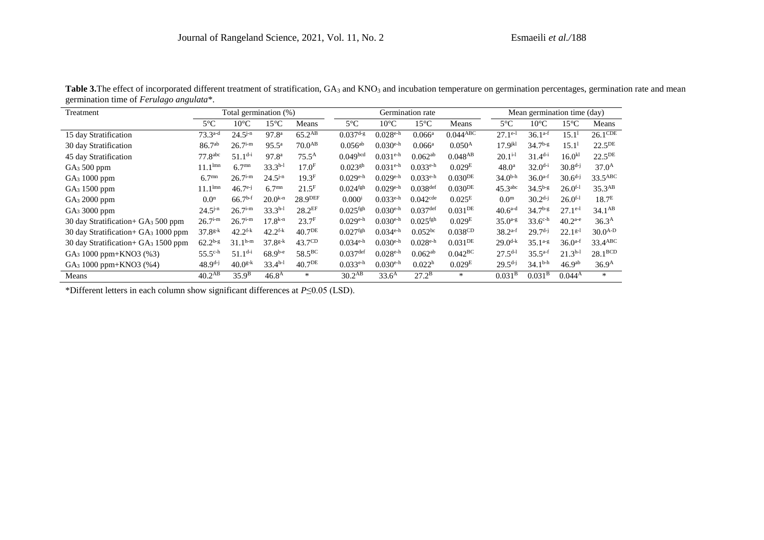**Table 3.** The effect of incorporated different treatment of stratification, $GA_3$ and $KNO_3$ and incubation temperature on germination percentages, germination rate and mean germination time of *Ferulago angulata*\*.

| Treatment | Total germination (%) | | | | Germination rate | | | | Mean germination time (day) | | | |
|---|---|---|---|---|---|---|---|---|---|---|---|---|
| | 5°C | 10°C | 15°C | Means | 5°C | 10°C | 15°C | Means | 5°C | 10°C | 15°C | Means |
| 15 day Stratification | $73.3^{a\text{-}d}$ | $24.5^{j\text{-}n}$ | $97.8^{a}$ | $65.2^{AB}$ | $0.037^{d\text{-}g}$ | $0.028^{e\text{-}h}$ | $0.066^{a}$ | $0.044^{ABC}$ | $27.1^{e\text{-}l}$ | $36.1^{a\text{-}f}$ | $15.1^{l}$ | $26.1^{CDE}$ |
| 30 day Stratification | $86.7^{ab}$ | $26.7^{i\text{-}m}$ | $95.5^{a}$ | $70.0^{AB}$ | $0.056^{ab}$ | $0.030^{e\text{-}h}$ | $0.066^{a}$ | $0.050^{A}$ | $17.9^{jkl}$ | $34.7^{b\text{-}g}$ | $15.1^{l}$ | $22.5^{DE}$ |
| 45 day Stratification | $77.8^{abc}$ | $51.1^{d\text{-}i}$ | $97.8^{a}$ | $75.5^{A}$ | $0.049^{bcd}$ | $0.031^{e\text{-}h}$ | $0.062^{ab}$ | $0.048^{AB}$ | $20.1^{i\text{-}l}$ | $31.4^{d\text{-}i}$ | $16.0^{kl}$ | $22.5^{DE}$ |
| $GA_3$ 500 ppm | $11.1^{lmn}$ | $6.7^{mn}$ | $33.3^{h\text{-}l}$ | $17.0^{F}$ | $0.023^{gh}$ | $0.031^{e\text{-}h}$ | $0.033^{e\text{-}h}$ | $0.029^{E}$ | $48.0^{a}$ | $32.0^{d\text{-}i}$ | $30.8^{d\text{-}j}$ | $37.0^{A}$ |
| $GA_3$ 1000 ppm | $6.7^{mn}$ | $26.7^{i\text{-}m}$ | $24.5^{j\text{-}n}$ | $19.3^{F}$ | $0.029^{e\text{-}h}$ | $0.029^{e\text{-}h}$ | $0.033^{e\text{-}h}$ | $0.030^{DE}$ | $34.0^{b\text{-}h}$ | $36.0^{a\text{-}f}$ | $30.6^{d\text{-}j}$ | $33.5^{ABC}$ |
| $GA_3$ 1500 ppm | $11.1^{lmn}$ | $46.7^{e\text{-}j}$ | $6.7^{mn}$ | $21.5^{F}$ | $0.024^{fgh}$ | $0.029^{e\text{-}h}$ | $0.038^{def}$ | $0.030^{DE}$ | $45.3^{abc}$ | $34.5^{b\text{-}g}$ | $26.0^{f\text{-}l}$ | $35.3^{AB}$ |
| $GA_3$ 2000 ppm | $0.0^{n}$ | $66.7^{b\text{-}f}$ | $20.0^{k\text{-}n}$ | $28.9^{DEF}$ | $0.000^{i}$ | $0.033^{e\text{-}h}$ | $0.042^{cde}$ | $0.025^{E}$ | $0.0^{m}$ | $30.2^{d\text{-}j}$ | $26.0^{f\text{-}l}$ | $18.7^{E}$ |
| $GA_3$ 3000 ppm | $24.5^{j\text{-}n}$ | $26.7^{i\text{-}m}$ | $33.3^{h\text{-}l}$ | $28.2^{EF}$ | $0.025^{fgh}$ | $0.030^{e\text{-}h}$ | $0.037^{def}$ | $0.031^{DE}$ | $40.6^{a\text{-}d}$ | $34.7^{b\text{-}g}$ | $27.1^{e\text{-}l}$ | $34.1^{AB}$ |
| 30 day Stratification+ $GA_3$ 500 ppm | $26.7^{i\text{-}m}$ | $26.7^{i\text{-}m}$ | $17.8^{k\text{-}n}$ | $23.7^{F}$ | $0.029^{e\text{-}h}$ | $0.030^{e\text{-}h}$ | $0.025^{fgh}$ | $0.029^{E}$ | $35.0^{a\text{-}g}$ | $33.6^{c\text{-}h}$ | $40.2^{a\text{-}e}$ | $36.3^{A}$ |
| 30 day Stratification+ $GA_3$ 1000 ppm | $37.8^{g\text{-}k}$ | $42.2^{f\text{-}k}$ | $42.2^{f\text{-}k}$ | $40.7^{DE}$ | $0.027^{fgh}$ | $0.034^{e\text{-}h}$ | $0.052^{bc}$ | $0.038^{CD}$ | $38.2^{a\text{-}f}$ | $29.7^{d\text{-}j}$ | $22.1^{g\text{-}l}$ | $30.0^{A\text{-}D}$ |
| 30 day Stratification+ $GA_3$ 1500 ppm | $62.2^{b\text{-}g}$ | $31.1^{h\text{-}m}$ | $37.8^{g\text{-}k}$ | $43.7^{CD}$ | $0.034^{e\text{-}h}$ | $0.030^{e\text{-}h}$ | $0.028^{e\text{-}h}$ | $0.031^{DE}$ | $29.0^{d\text{-}k}$ | $35.1^{a\text{-}g}$ | $36.0^{a\text{-}f}$ | $33.4^{ABC}$ |
| $GA_3$ 1000 ppm+KNO3 (%3) | $55.5^{c\text{-}h}$ | $51.1^{d\text{-}i}$ | $68.9^{b\text{-}e}$ | $58.5^{BC}$ | $0.037^{def}$ | $0.028^{e\text{-}h}$ | $0.062^{ab}$ | $0.042^{BC}$ | $27.5^{d\text{-}l}$ | $35.5^{a\text{-}f}$ | $21.3^{h\text{-}l}$ | $28.1^{BCD}$ |
| $GA_3$ 1000 ppm+KNO3 (%4) | $48.9^{d\text{-}j}$ | $40.0^{g\text{-}k}$ | $33.4^{h\text{-}l}$ | $40.7^{DE}$ | $0.033^{e\text{-}h}$ | $0.030^{e\text{-}h}$ | $0.022^{h}$ | $0.029^{E}$ | $29.5^{d\text{-}j}$ | $34.1^{b\text{-}h}$ | $46.9^{ab}$ | $36.9^{A}$ |
| Means | $40.2^{AB}$ | $35.9^{B}$ | $46.8^{A}$ | * | $30.2^{AB}$ | $33.6^{A}$ | $27.2^{B}$ | * | $0.031^{B}$ | $0.031^{B}$ | $0.044^{A}$ | * |

\*Different letters in each column show significant differences at $P \leq 0.05$ (LSD).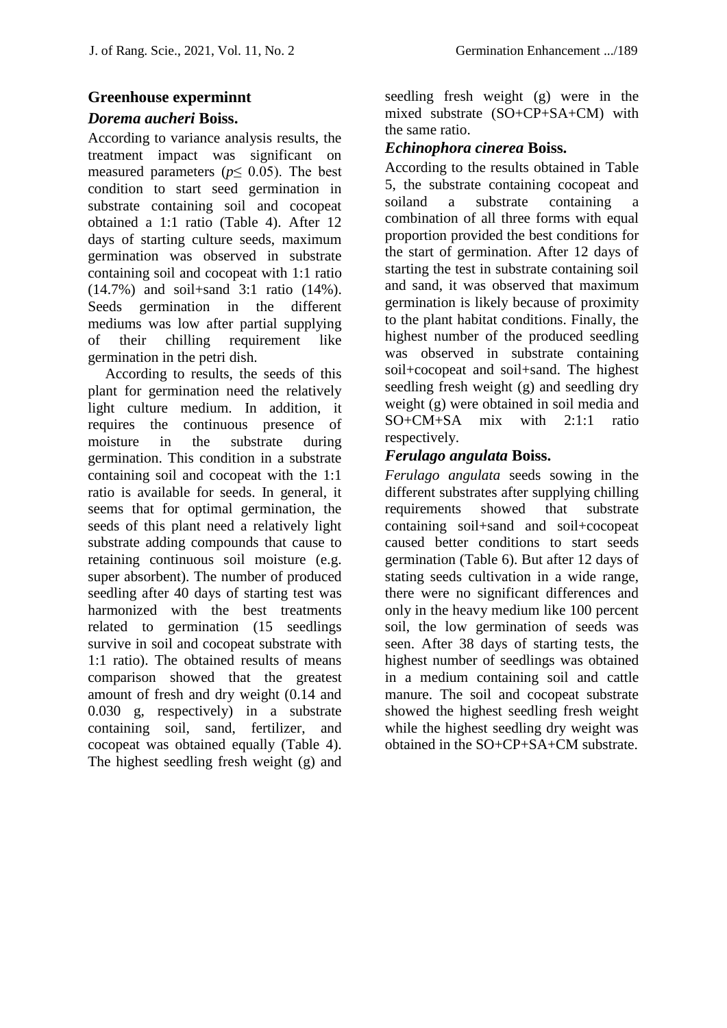## Greenhouse experminnt

### *Dorema aucheri* Boiss.

According to variance analysis results, the treatment impact was significant on measured parameters ($p \leq 0.05$). The best condition to start seed germination in substrate containing soil and cocopeat obtained a 1:1 ratio (Table 4). After 12 days of starting culture seeds, maximum germination was observed in substrate containing soil and cocopeat with 1:1 ratio (14.7%) and soil+sand 3:1 ratio (14%). Seeds germination in the different mediums was low after partial supplying of their chilling requirement like germination in the petri dish.

According to results, the seeds of this plant for germination need the relatively light culture medium. In addition, it requires the continuous presence of moisture in the substrate during germination. This condition in a substrate containing soil and cocopeat with the 1:1 ratio is available for seeds. In general, it seems that for optimal germination, the seeds of this plant need a relatively light substrate adding compounds that cause to retaining continuous soil moisture (e.g. super absorbent). The number of produced seedling after 40 days of starting test was harmonized with the best treatments related to germination (15 seedlings survive in soil and cocopeat substrate with 1:1 ratio). The obtained results of means comparison showed that the greatest amount of fresh and dry weight (0.14 and 0.030 g, respectively) in a substrate containing soil, sand, fertilizer, and cocopeat was obtained equally (Table 4). The highest seedling fresh weight (g) and seedling fresh weight (g) were in the mixed substrate (SO+CP+SA+CM) with the same ratio.

### *Echinophora cinerea* Boiss.

According to the results obtained in Table 5, the substrate containing cocopeat and soiland a substrate containing a combination of all three forms with equal proportion provided the best conditions for the start of germination. After 12 days of starting the test in substrate containing soil and sand, it was observed that maximum germination is likely because of proximity to the plant habitat conditions. Finally, the highest number of the produced seedling was observed in substrate containing soil+cocopeat and soil+sand. The highest seedling fresh weight (g) and seedling dry weight (g) were obtained in soil media and SO+CM+SA mix with 2:1:1 ratio respectively.

### *Ferulago angulata* Boiss.

*Ferulago angulata* seeds sowing in the different substrates after supplying chilling requirements showed that substrate containing soil+sand and soil+cocopeat caused better conditions to start seeds germination (Table 6). But after 12 days of stating seeds cultivation in a wide range, there were no significant differences and only in the heavy medium like 100 percent soil, the low germination of seeds was seen. After 38 days of starting tests, the highest number of seedlings was obtained in a medium containing soil and cattle manure. The soil and cocopeat substrate showed the highest seedling fresh weight while the highest seedling dry weight was obtained in the SO+CP+SA+CM substrate.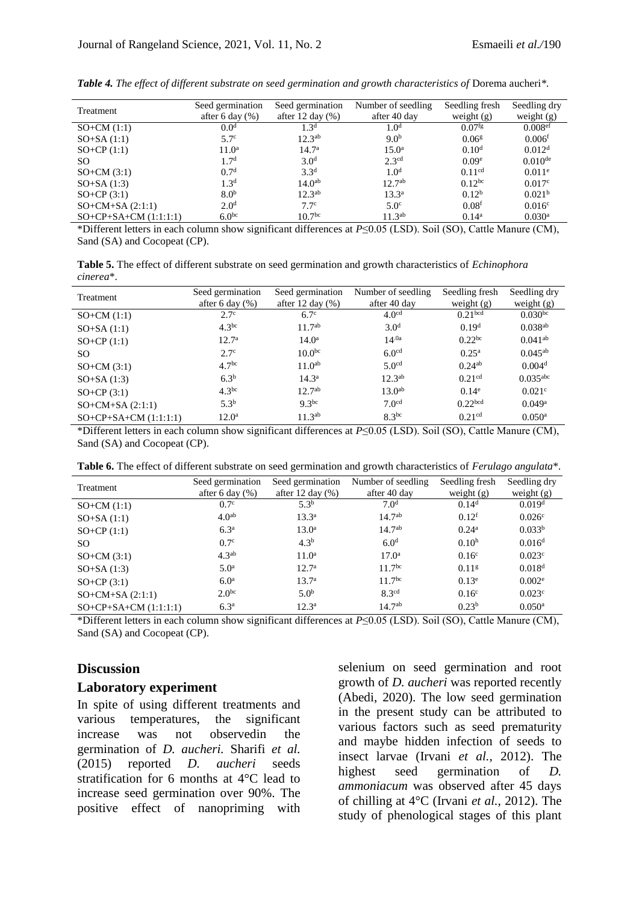***Table 4.*** *The effect of different substrate on seed germination and growth characteristics of* Dorema aucheri*.

| Treatment | Seed germination after 6 day (%) | Seed germination after 12 day (%) | Number of seedling after 40 day | Seedling fresh weight (g) | Seedling dry weight (g) |
|---|---|---|---|---|---|
| SO+CM (1:1) | 0.0[d] | 1.3[d] | 1.0[d] | 0.07[fg] | 0.008[ef] |
| SO+SA (1:1) | 5.7[c] | 12.3[ab] | 9.0[b] | 0.06[g] | 0.006[f] |
| SO+CP (1:1) | 11.0[a] | 14.7[a] | 15.0[a] | 0.10[d] | 0.012[d] |
| SO | 1.7[d] | 3.0[d] | 2.3[cd] | 0.09[e] | 0.010[de] |
| SO+CM (3:1) | 0.7[d] | 3.3[d] | 1.0[d] | 0.11[cd] | 0.011[e] |
| SO+SA (1:3) | 1.3[d] | 14.0[ab] | 12.7[ab] | 0.12[bc] | 0.017[c] |
| SO+CP (3:1) | 8.0[b] | 12.3[ab] | 13.3[a] | 0.12[b] | 0.021[b] |
| SO+CM+SA (2:1:1) | 2.0[d] | 7.7[c] | 5.0[c] | 0.08[f] | 0.016[c] |
| SO+CP+SA+CM (1:1:1:1) | 6.0[bc] | 10.7[bc] | 11.3[ab] | 0.14[a] | 0.030[a] |

*Different letters in each column show significant differences at $P \leq 0.05$ (LSD). Soil (SO), Cattle Manure (CM), Sand (SA) and Cocopeat (CP).

**Table 5.** The effect of different substrate on seed germination and growth characteristics of *Echinophora cinerea*\*.

| Treatment | Seed germination after 6 day (%) | Seed germination after 12 day (%) | Number of seedling after 40 day | Seedling fresh weight (g) | Seedling dry weight (g) |
|---|---|---|---|---|---|
| SO+CM (1:1) | 2.7[c] | 6.7[c] | 4.0[cd] | 0.21[bcd] | 0.030[bc] |
| SO+SA (1:1) | 4.3[bc] | 11.7[ab] | 3.0[d] | 0.19[d] | 0.038[ab] |
| SO+CP (1:1) | 12.7[a] | 14.0[a] | 14.0[a] | 0.22[bc] | 0.041[ab] |
| SO | 2.7[c] | 10.0[bc] | 6.0[cd] | 0.25[a] | 0.045[ab] |
| SO+CM (3:1) | 4.7[bc] | 11.0[ab] | 5.0[cd] | 0.24[ab] | 0.004[d] |
| SO+SA (1:3) | 6.3[b] | 14.3[a] | 12.3[ab] | 0.21[cd] | 0.035[abc] |
| SO+CP (3:1) | 4.3[bc] | 12.7[ab] | 13.0[ab] | 0.14[e] | 0.021[c] |
| SO+CM+SA (2:1:1) | 5.3[b] | 9.3[bc] | 7.0[cd] | 0.22[bcd] | 0.049[a] |
| SO+CP+SA+CM (1:1:1:1) | 12.0[a] | 11.3[ab] | 8.3[bc] | 0.21[cd] | 0.050[a] |

*Different letters in each column show significant differences at $P \leq 0.05$ (LSD). Soil (SO), Cattle Manure (CM), Sand (SA) and Cocopeat (CP).

**Table 6.** The effect of different substrate on seed germination and growth characteristics of *Ferulago angulata*\*.

| Treatment | Seed germination after 6 day (%) | Seed germination after 12 day (%) | Number of seedling after 40 day | Seedling fresh weight (g) | Seedling dry weight (g) |
|---|---|---|---|---|---|
| SO+CM (1:1) | 0.7[c] | 5.3[b] | 7.0[d] | 0.14[d] | 0.019[d] |
| SO+SA (1:1) | 4.0[ab] | 13.3[a] | 14.7[ab] | 0.12[f] | 0.026[c] |
| SO+CP (1:1) | 6.3[a] | 13.0[a] | 14.7[ab] | 0.24[a] | 0.033[b] |
| SO | 0.7[c] | 4.3[b] | 6.0[d] | 0.10[h] | 0.016[d] |
| SO+CM (3:1) | 4.3[ab] | 11.0[a] | 17.0[a] | 0.16[c] | 0.023[c] |
| SO+SA (1:3) | 5.0[a] | 12.7[a] | 11.7[bc] | 0.11[g] | 0.018[d] |
| SO+CP (3:1) | 6.0[a] | 13.7[a] | 11.7[bc] | 0.13[e] | 0.002[e] |
| SO+CM+SA (2:1:1) | 2.0[bc] | 5.0[b] | 8.3[cd] | 0.16[c] | 0.023[c] |
| SO+CP+SA+CM (1:1:1:1) | 6.3[a] | 12.3[a] | 14.7[ab] | 0.23[b] | 0.050[a] |

*Different letters in each column show significant differences at $P \leq 0.05$ (LSD). Soil (SO), Cattle Manure (CM), Sand (SA) and Cocopeat (CP).

## Discussion

### Laboratory experiment

In spite of using different treatments and various temperatures, the significant increase was not observedin the germination of *D. aucheri.* Sharifi *et al.* (2015) reported *D. aucheri* seeds stratification for 6 months at 4°C lead to increase seed germination over 90%. The positive effect of nanopriming with selenium on seed germination and root growth of *D. aucheri* was reported recently (Abedi, 2020). The low seed germination in the present study can be attributed to various factors such as seed prematurity and maybe hidden infection of seeds to insect larvae (Irvani *et al.,* 2012). The highest seed germination of *D. ammoniacum* was observed after 45 days of chilling at 4°C (Irvani *et al.,* 2012). The study of phenological stages of this plant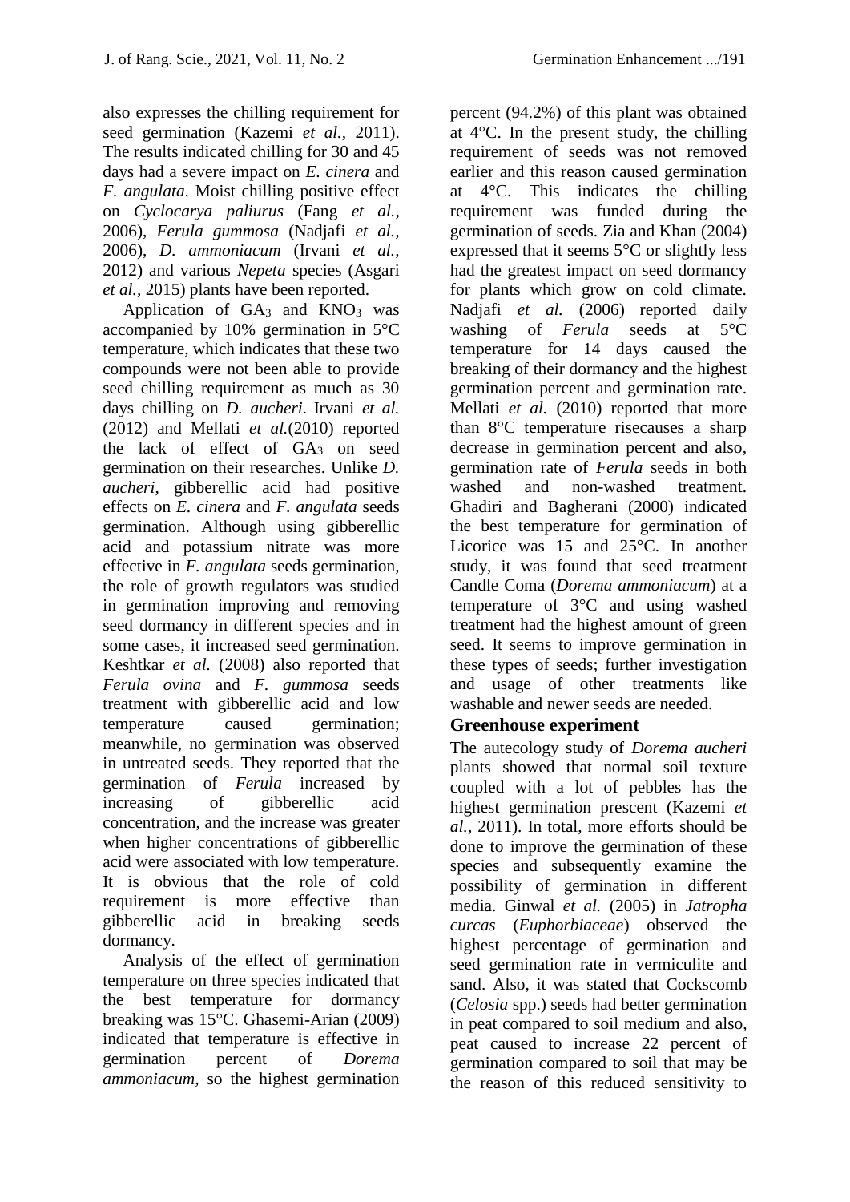also expresses the chilling requirement for seed germination (Kazemi *et al.*, 2011). The results indicated chilling for 30 and 45 days had a severe impact on *E. cinera* and *F. angulata*. Moist chilling positive effect on *Cyclocarya paliurus* (Fang *et al.*, 2006), *Ferula gummosa* (Nadjafi *et al.*, 2006), *D. ammoniacum* (Irvani *et al.*, 2012) and various *Nepeta* species (Asgari *et al.*, 2015) plants have been reported.

Application of $GA_3$ and $KNO_3$ was accompanied by 10% germination in 5°C temperature, which indicates that these two compounds were not been able to provide seed chilling requirement as much as 30 days chilling on *D. aucheri*. Irvani *et al.* (2012) and Mellati *et al.*(2010) reported the lack of effect of $GA_3$ on seed germination on their researches. Unlike *D. aucheri*, gibberellic acid had positive effects on *E. cinera* and *F. angulata* seeds germination. Although using gibberellic acid and potassium nitrate was more effective in *F. angulata* seeds germination, the role of growth regulators was studied in germination improving and removing seed dormancy in different species and in some cases, it increased seed germination. Keshtkar *et al.* (2008) also reported that *Ferula ovina* and *F. gummosa* seeds treatment with gibberellic acid and low temperature caused germination; meanwhile, no germination was observed in untreated seeds. They reported that the germination of *Ferula* increased by increasing of gibberellic acid concentration, and the increase was greater when higher concentrations of gibberellic acid were associated with low temperature. It is obvious that the role of cold requirement is more effective than gibberellic acid in breaking seeds dormancy.

Analysis of the effect of germination temperature on three species indicated that the best temperature for dormancy breaking was 15°C. Ghasemi-Arian (2009) indicated that temperature is effective in germination percent of *Dorema ammoniacum*, so the highest germination percent (94.2%) of this plant was obtained at 4°C. In the present study, the chilling requirement of seeds was not removed earlier and this reason caused germination at 4°C. This indicates the chilling requirement was funded during the germination of seeds. Zia and Khan (2004) expressed that it seems 5°C or slightly less had the greatest impact on seed dormancy for plants which grow on cold climate. Nadjafi *et al.* (2006) reported daily washing of *Ferula* seeds at 5°C temperature for 14 days caused the breaking of their dormancy and the highest germination percent and germination rate. Mellati *et al.* (2010) reported that more than 8°C temperature risecauses a sharp decrease in germination percent and also, germination rate of *Ferula* seeds in both washed and non-washed treatment. Ghadiri and Bagherani (2000) indicated the best temperature for germination of Licorice was 15 and 25°C. In another study, it was found that seed treatment Candle Coma (*Dorema ammoniacum*) at a temperature of 3°C and using washed treatment had the highest amount of green seed. It seems to improve germination in these types of seeds; further investigation and usage of other treatments like washable and newer seeds are needed.

## Greenhouse experiment

The autecology study of *Dorema aucheri* plants showed that normal soil texture coupled with a lot of pebbles has the highest germination prescent (Kazemi *et al.*, 2011). In total, more efforts should be done to improve the germination of these species and subsequently examine the possibility of germination in different media. Ginwal *et al.* (2005) in *Jatropha curcas* (*Euphorbiaceae*) observed the highest percentage of germination and seed germination rate in vermiculite and sand. Also, it was stated that Cockscomb (*Celosia* spp.) seeds had better germination in peat compared to soil medium and also, peat caused to increase 22 percent of germination compared to soil that may be the reason of this reduced sensitivity to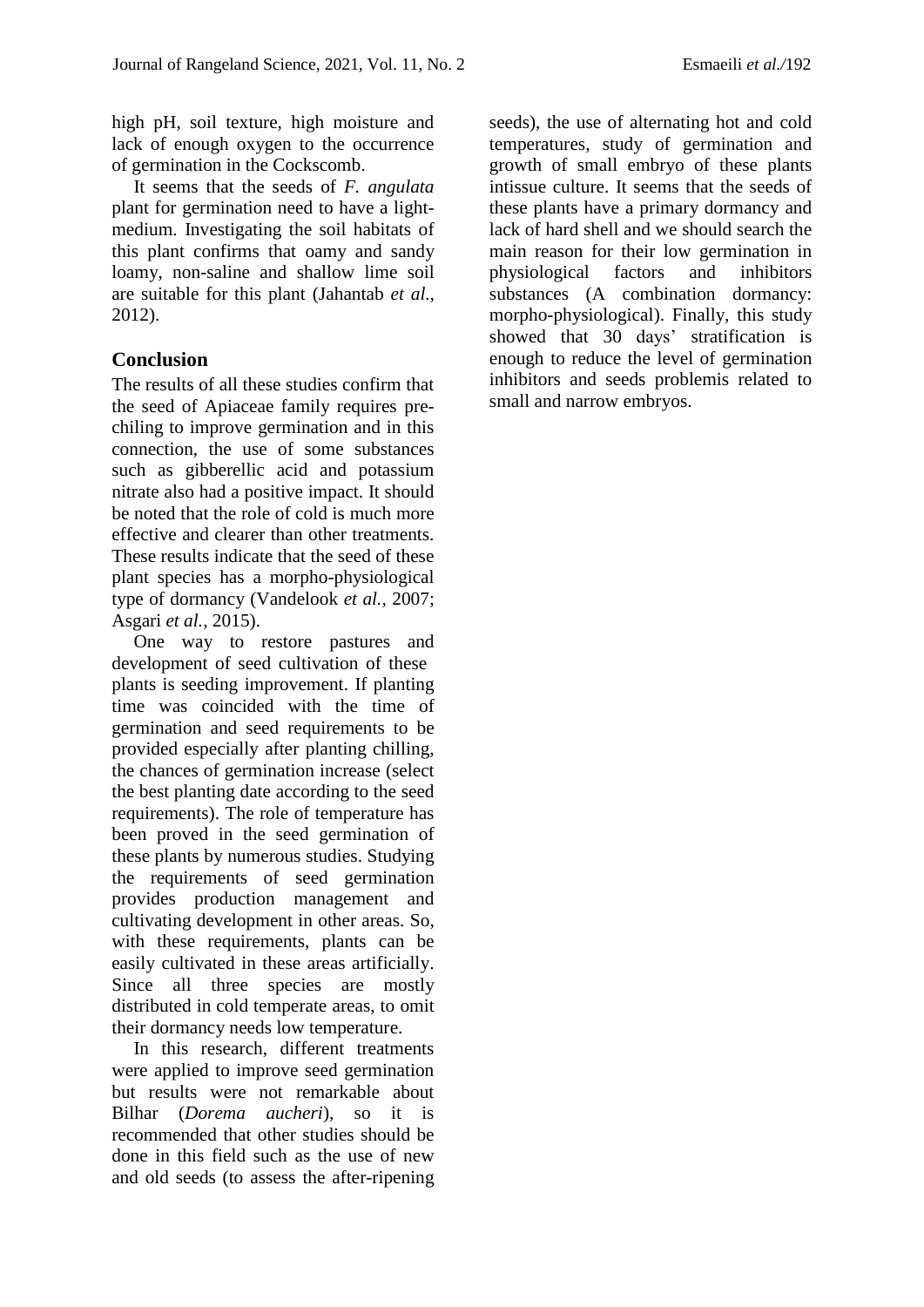high pH, soil texture, high moisture and lack of enough oxygen to the occurrence of germination in the Cockscomb.

It seems that the seeds of *F. angulata* plant for germination need to have a light-medium. Investigating the soil habitats of this plant confirms that oamy and sandy loamy, non-saline and shallow lime soil are suitable for this plant (Jahantab *et al.*, 2012).

## Conclusion

The results of all these studies confirm that the seed of Apiaceae family requires pre-chiling to improve germination and in this connection, the use of some substances such as gibberellic acid and potassium nitrate also had a positive impact. It should be noted that the role of cold is much more effective and clearer than other treatments. These results indicate that the seed of these plant species has a morpho-physiological type of dormancy (Vandelook *et al.,* 2007; Asgari *et al.,* 2015).

One way to restore pastures and development of seed cultivation of these plants is seeding improvement. If planting time was coincided with the time of germination and seed requirements to be provided especially after planting chilling, the chances of germination increase (select the best planting date according to the seed requirements). The role of temperature has been proved in the seed germination of these plants by numerous studies. Studying the requirements of seed germination provides production management and cultivating development in other areas. So, with these requirements, plants can be easily cultivated in these areas artificially. Since all three species are mostly distributed in cold temperate areas, to omit their dormancy needs low temperature.

In this research, different treatments were applied to improve seed germination but results were not remarkable about Bilhar (*Dorema aucheri*), so it is recommended that other studies should be done in this field such as the use of new and old seeds (to assess the after-ripening seeds), the use of alternating hot and cold temperatures, study of germination and growth of small embryo of these plants intissue culture. It seems that the seeds of these plants have a primary dormancy and lack of hard shell and we should search the main reason for their low germination in physiological factors and inhibitors substances (A combination dormancy: morpho-physiological). Finally, this study showed that 30 days' stratification is enough to reduce the level of germination inhibitors and seeds problemis related to small and narrow embryos.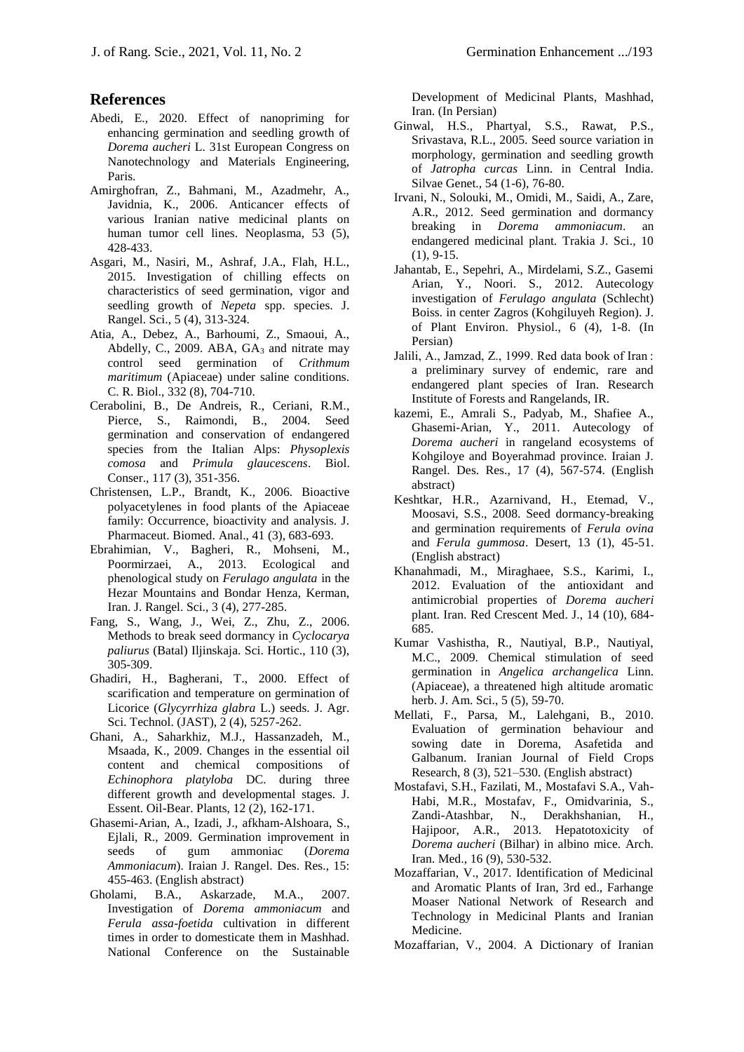## References

Abedi, E., 2020. Effect of nanopriming for enhancing germination and seedling growth of *Dorema aucheri* L. 31st European Congress on Nanotechnology and Materials Engineering, Paris.

Amirghofran, Z., Bahmani, M., Azadmehr, A., Javidnia, K., 2006. Anticancer effects of various Iranian native medicinal plants on human tumor cell lines. Neoplasma, 53 (5), 428-433.

Asgari, M., Nasiri, M., Ashraf, J.A., Flah, H.L., 2015. Investigation of chilling effects on characteristics of seed germination, vigor and seedling growth of *Nepeta* spp. species. J. Rangel. Sci., 5 (4), 313-324.

Atia, A., Debez, A., Barhoumi, Z., Smaoui, A., Abdelly, C., 2009. ABA, $GA_3$ and nitrate may control seed germination of *Crithmum maritimum* (Apiaceae) under saline conditions. C. R. Biol., 332 (8), 704-710.

Cerabolini, B., De Andreis, R., Ceriani, R.M., Pierce, S., Raimondi, B., 2004. Seed germination and conservation of endangered species from the Italian Alps: *Physoplexis comosa* and *Primula glaucescens*. Biol. Conser., 117 (3), 351-356.

Christensen, L.P., Brandt, K., 2006. Bioactive polyacetylenes in food plants of the Apiaceae family: Occurrence, bioactivity and analysis. J. Pharmaceut. Biomed. Anal., 41 (3), 683-693.

Ebrahimian, V., Bagheri, R., Mohseni, M., Poormirzaei, A., 2013. Ecological and phenological study on *Ferulago angulata* in the Hezar Mountains and Bondar Henza, Kerman, Iran. J. Rangel. Sci., 3 (4), 277-285.

Fang, S., Wang, J., Wei, Z., Zhu, Z., 2006. Methods to break seed dormancy in *Cyclocarya paliurus* (Batal) Iljinskaja. Sci. Hortic., 110 (3), 305-309.

Ghadiri, H., Bagherani, T., 2000. Effect of scarification and temperature on germination of Licorice (*Glycyrrhiza glabra* L.) seeds. J. Agr. Sci. Technol. (JAST), 2 (4), 5257-262.

Ghani, A., Saharkhiz, M.J., Hassanzadeh, M., Msaada, K., 2009. Changes in the essential oil content and chemical compositions of *Echinophora platyloba* DC. during three different growth and developmental stages. J. Essent. Oil-Bear. Plants, 12 (2), 162-171.

Ghasemi-Arian, A., Izadi, J., afkham-Alshoara, S., Ejlali, R., 2009. Germination improvement in seeds of gum ammoniac (*Dorema Ammoniacum*). Iraian J. Rangel. Des. Res., 15: 455-463. (English abstract)

Gholami, B.A., Askarzade, M.A., 2007. Investigation of *Dorema ammoniacum* and *Ferula assa-foetida* cultivation in different times in order to domesticate them in Mashhad. National Conference on the Sustainable Development of Medicinal Plants, Mashhad, Iran. (In Persian)

Ginwal, H.S., Phartyal, S.S., Rawat, P.S., Srivastava, R.L., 2005. Seed source variation in morphology, germination and seedling growth of *Jatropha curcas* Linn. in Central India. Silvae Genet., 54 (1-6), 76-80.

Irvani, N., Solouki, M., Omidi, M., Saidi, A., Zare, A.R., 2012. Seed germination and dormancy breaking in *Dorema ammoniacum*. an endangered medicinal plant. Trakia J. Sci., 10 (1), 9-15.

Jahantab, E., Sepehri, A., Mirdelami, S.Z., Gasemi Arian, Y., Noori. S., 2012. Autecology investigation of *Ferulago angulata* (Schlecht) Boiss. in center Zagros (Kohgiluyeh Region). J. of Plant Environ. Physiol., 6 (4), 1-8. (In Persian)

Jalili, A., Jamzad, Z., 1999. Red data book of Iran : a preliminary survey of endemic, rare and endangered plant species of Iran. Research Institute of Forests and Rangelands, IR.

kazemi, E., Amrali S., Padyab, M., Shafiee A., Ghasemi-Arian, Y., 2011. Autecology of *Dorema aucheri* in rangeland ecosystems of Kohgiloye and Boyerahmad province. Iraian J. Rangel. Des. Res., 17 (4), 567-574. (English abstract)

Keshtkar, H.R., Azarnivand, H., Etemad, V., Moosavi, S.S., 2008. Seed dormancy-breaking and germination requirements of *Ferula ovina* and *Ferula gummosa*. Desert, 13 (1), 45-51. (English abstract)

Khanahmadi, M., Miraghaee, S.S., Karimi, I., 2012. Evaluation of the antioxidant and antimicrobial properties of *Dorema aucheri* plant. Iran. Red Crescent Med. J., 14 (10), 684-685.

Kumar Vashistha, R., Nautiyal, B.P., Nautiyal, M.C., 2009. Chemical stimulation of seed germination in *Angelica archangelica* Linn. (Apiaceae), a threatened high altitude aromatic herb. J. Am. Sci., 5 (5), 59-70.

Mellati, F., Parsa, M., Lalehgani, B., 2010. Evaluation of germination behaviour and sowing date in Dorema, Asafetida and Galbanum. Iranian Journal of Field Crops Research, 8 (3), 521–530. (English abstract)

Mostafavi, S.H., Fazilati, M., Mostafavi S.A., Vah-Habi, M.R., Mostafav, F., Omidvarinia, S., Zandi-Atashbar, N., Derakhshanian, H., Hajipoor, A.R., 2013. Hepatotoxicity of *Dorema aucheri* (Bilhar) in albino mice. Arch. Iran. Med., 16 (9), 530-532.

Mozaffarian, V., 2017. Identification of Medicinal and Aromatic Plants of Iran, 3rd ed., Farhange Moaser National Network of Research and Technology in Medicinal Plants and Iranian Medicine.

Mozaffarian, V., 2004. A Dictionary of Iranian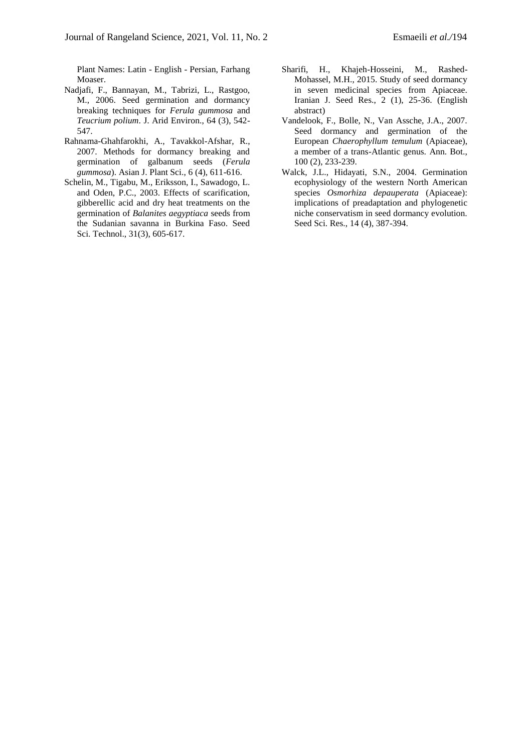Plant Names: Latin - English - Persian, Farhang Moaser.

Nadjafi, F., Bannayan, M., Tabrizi, L., Rastgoo, M., 2006. Seed germination and dormancy breaking techniques for *Ferula gummosa* and *Teucrium polium*. J. Arid Environ., 64 (3), 542-547.

Rahnama-Ghahfarokhi, A., Tavakkol-Afshar, R., 2007. Methods for dormancy breaking and germination of galbanum seeds (*Ferula gummosa*). Asian J. Plant Sci., 6 (4), 611-616.

Schelin, M., Tigabu, M., Eriksson, I., Sawadogo, L. and Oden, P.C., 2003. Effects of scarification, gibberellic acid and dry heat treatments on the germination of *Balanites aegyptiaca* seeds from the Sudanian savanna in Burkina Faso. Seed Sci. Technol., 31(3), 605-617.

Sharifi, H., Khajeh-Hosseini, M., Rashed-Mohassel, M.H., 2015. Study of seed dormancy in seven medicinal species from Apiaceae. Iranian J. Seed Res., 2 (1), 25-36. (English abstract)

Vandelook, F., Bolle, N., Van Assche, J.A., 2007. Seed dormancy and germination of the European *Chaerophyllum temulum* (Apiaceae), a member of a trans-Atlantic genus. Ann. Bot., 100 (2), 233-239.

Walck, J.L., Hidayati, S.N., 2004. Germination ecophysiology of the western North American species *Osmorhiza depauperata* (Apiaceae): implications of preadaptation and phylogenetic niche conservatism in seed dormancy evolution. Seed Sci. Res., 14 (4), 387-394.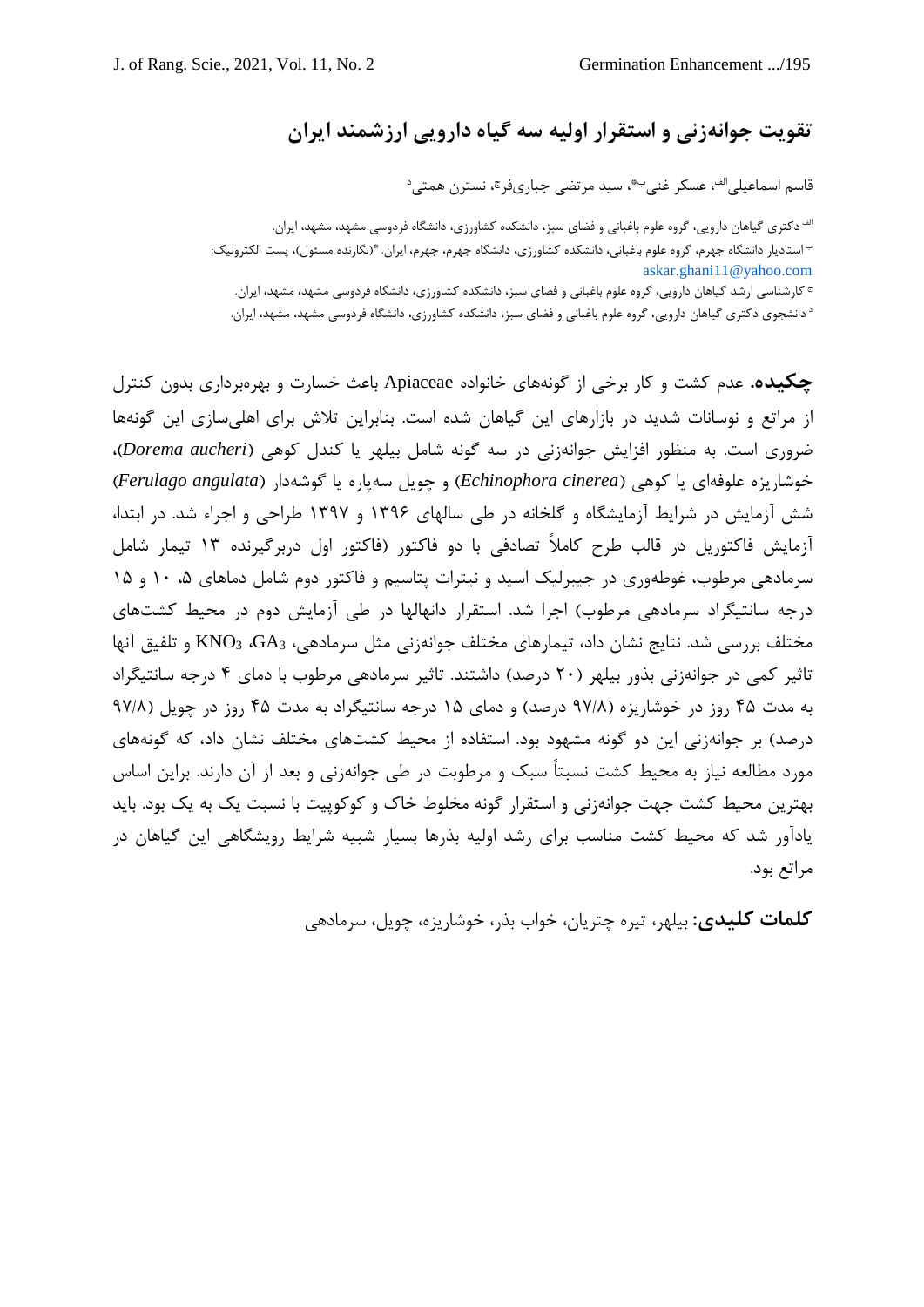# تقویت جوانه‌زنی و استقرار اولیه سه گیاه دارویی ارزشمند ایران

قاسم اسماعیلی[الف]، عسکر غنی[ب*]، سید مرتضی جباری‌فر[ج]، نسترن همتی[د]

[الف] دکتری گیاهان دارویی، گروه علوم باغبانی و فضای سبز، دانشکده کشاورزی، دانشگاه فردوسی مشهد، مشهد، ایران.

[ب] استادیار دانشگاه جهرم، گروه علوم باغبانی، دانشکده کشاورزی، دانشگاه جهرم، جهرم، ایران. *(نگارنده مسئول)، پست الکترونیک: askar.ghani11@yahoo.com

[ج] کارشناسی ارشد گیاهان دارویی، گروه علوم باغبانی و فضای سبز، دانشکده کشاورزی، دانشگاه فردوسی مشهد، مشهد، ایران.

[د] دانشجوی دکتری گیاهان دارویی، گروه علوم باغبانی و فضای سبز، دانشکده کشاورزی، دانشگاه فردوسی مشهد، مشهد، ایران.

**چکیده.** عدم کشت و کار برخی از گونه‌های خانواده Apiaceae باعث خسارت و بهره‌برداری بدون کنترل از مراتع و نوسانات شدید در بازارهای این گیاهان شده است. بنابراین تلاش برای اهلی‌سازی این گونه‌ها ضروری است. به منظور افزایش جوانه‌زنی در سه گونه شامل بیلهر یا کندل کوهی (*Dorema aucheri*)، خوشاریزه علوفه‌ای یا کوهی (*Echinophora cinerea*) و چویل سه‌پاره یا گوشه‌دار (*Ferulago angulata*) شش آزمایش در شرایط آزمایشگاه و گلخانه در طی سالهای ۱۳۹۶ و ۱۳۹۷ طراحی و اجراء شد. در ابتدا، آزمایش فاکتوریل در قالب طرح کاملاً تصادفی با دو فاکتور (فاکتور اول دربرگیرنده ۱۳ تیمار شامل سرمادهی مرطوب، غوطه‌وری در جیبرلیک اسید و نیترات پتاسیم و فاکتور دوم شامل دماهای ۵، ۱۰ و ۱۵ درجه سانتیگراد سرمادهی مرطوب) اجرا شد. استقرار دانهالها در طی آزمایش دوم در محیط کشت‌های مختلف بررسی شد. نتایج نشان داد، تیمارهای مختلف جوانه‌زنی مثل سرمادهی، $GA_3$، $KNO_3$ و تلفیق آنها تاثیر کمی در جوانه‌زنی بذور بیلهر (۲۰ درصد) داشتند. تاثیر سرمادهی مرطوب با دمای ۴ درجه سانتیگراد به مدت ۴۵ روز در خوشاریزه (۹۷/۸ درصد) و دمای ۱۵ درجه سانتیگراد به مدت ۴۵ روز در چویل (۹۷/۸ درصد) بر جوانه‌زنی این دو گونه مشهود بود. استفاده از محیط کشت‌های مختلف نشان داد، که گونه‌های مورد مطالعه نیاز به محیط کشت نسبتاً سبک و مرطوبت در طی جوانه‌زنی و بعد از آن دارند. براین اساس بهترین محیط کشت جهت جوانه‌زنی و استقرار گونه مخلوط خاک و کوکوپیت با نسبت یک به یک بود. باید یادآور شد که محیط کشت مناسب برای رشد اولیه بذرها بسیار شبیه شرایط رویشگاهی این گیاهان در مراتع بود.

**کلمات کلیدی:** بیلهر، تیره چتریان، خواب بذر، خوشاریزه، چویل، سرمادهی